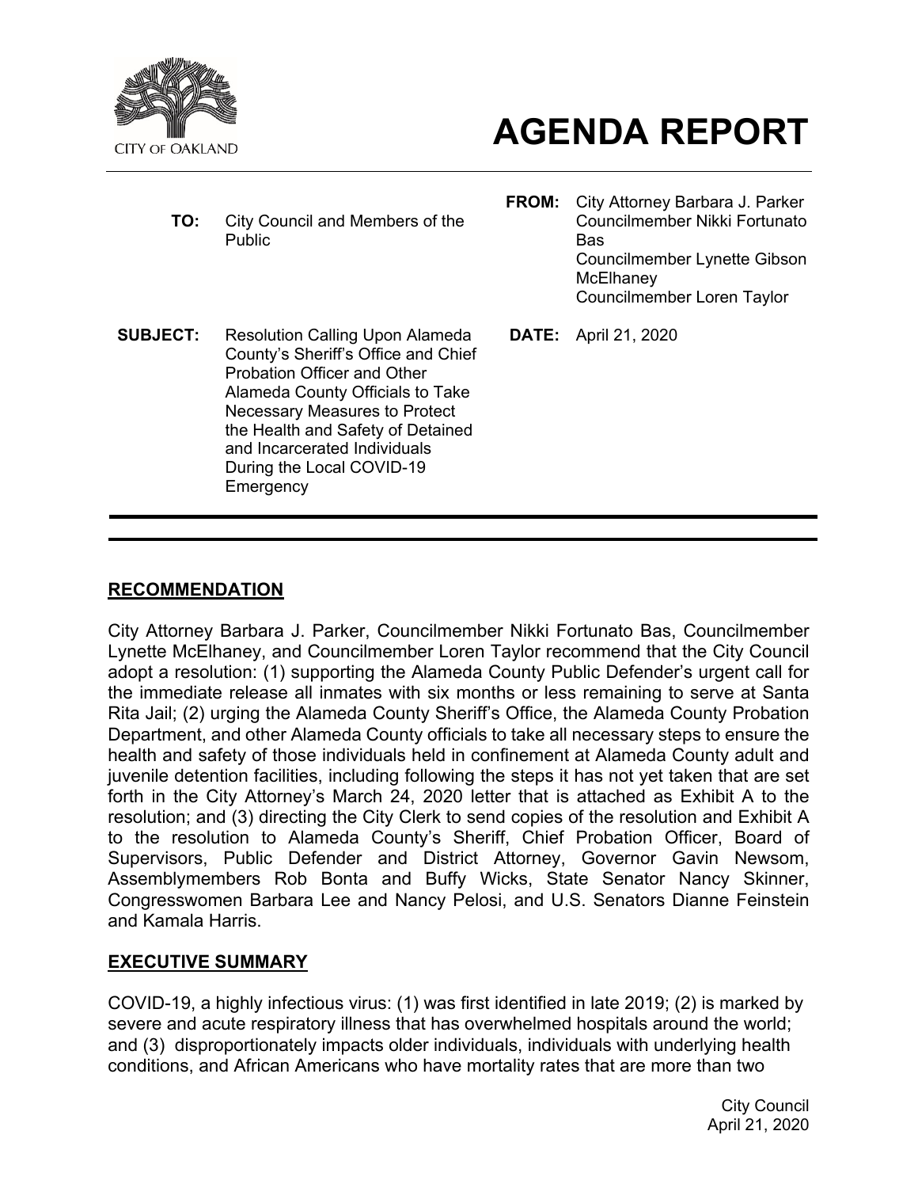CITY OF OAKLAND

# AGENDA REPORT

**TO:** City Council and Members of the Public

**FROM:** City Attorney Barbara J. Parker
Councilmember Nikki Fortunato Bas
Councilmember Lynette Gibson McElhaney
Councilmember Loren Taylor

**SUBJECT:** Resolution Calling Upon Alameda County's Sheriff's Office and Chief Probation Officer and Other Alameda County Officials to Take Necessary Measures to Protect the Health and Safety of Detained and Incarcerated Individuals During the Local COVID-19 Emergency

**DATE:** April 21, 2020

## RECOMMENDATION

City Attorney Barbara J. Parker, Councilmember Nikki Fortunato Bas, Councilmember Lynette McElhaney, and Councilmember Loren Taylor recommend that the City Council adopt a resolution: (1) supporting the Alameda County Public Defender's urgent call for the immediate release all inmates with six months or less remaining to serve at Santa Rita Jail; (2) urging the Alameda County Sheriff's Office, the Alameda County Probation Department, and other Alameda County officials to take all necessary steps to ensure the health and safety of those individuals held in confinement at Alameda County adult and juvenile detention facilities, including following the steps it has not yet taken that are set forth in the City Attorney's March 24, 2020 letter that is attached as Exhibit A to the resolution; and (3) directing the City Clerk to send copies of the resolution and Exhibit A to the resolution to Alameda County's Sheriff, Chief Probation Officer, Board of Supervisors, Public Defender and District Attorney, Governor Gavin Newsom, Assemblymembers Rob Bonta and Buffy Wicks, State Senator Nancy Skinner, Congresswomen Barbara Lee and Nancy Pelosi, and U.S. Senators Dianne Feinstein and Kamala Harris.

## EXECUTIVE SUMMARY

COVID-19, a highly infectious virus: (1) was first identified in late 2019; (2) is marked by severe and acute respiratory illness that has overwhelmed hospitals around the world; and (3) disproportionately impacts older individuals, individuals with underlying health conditions, and African Americans who have mortality rates that are more than two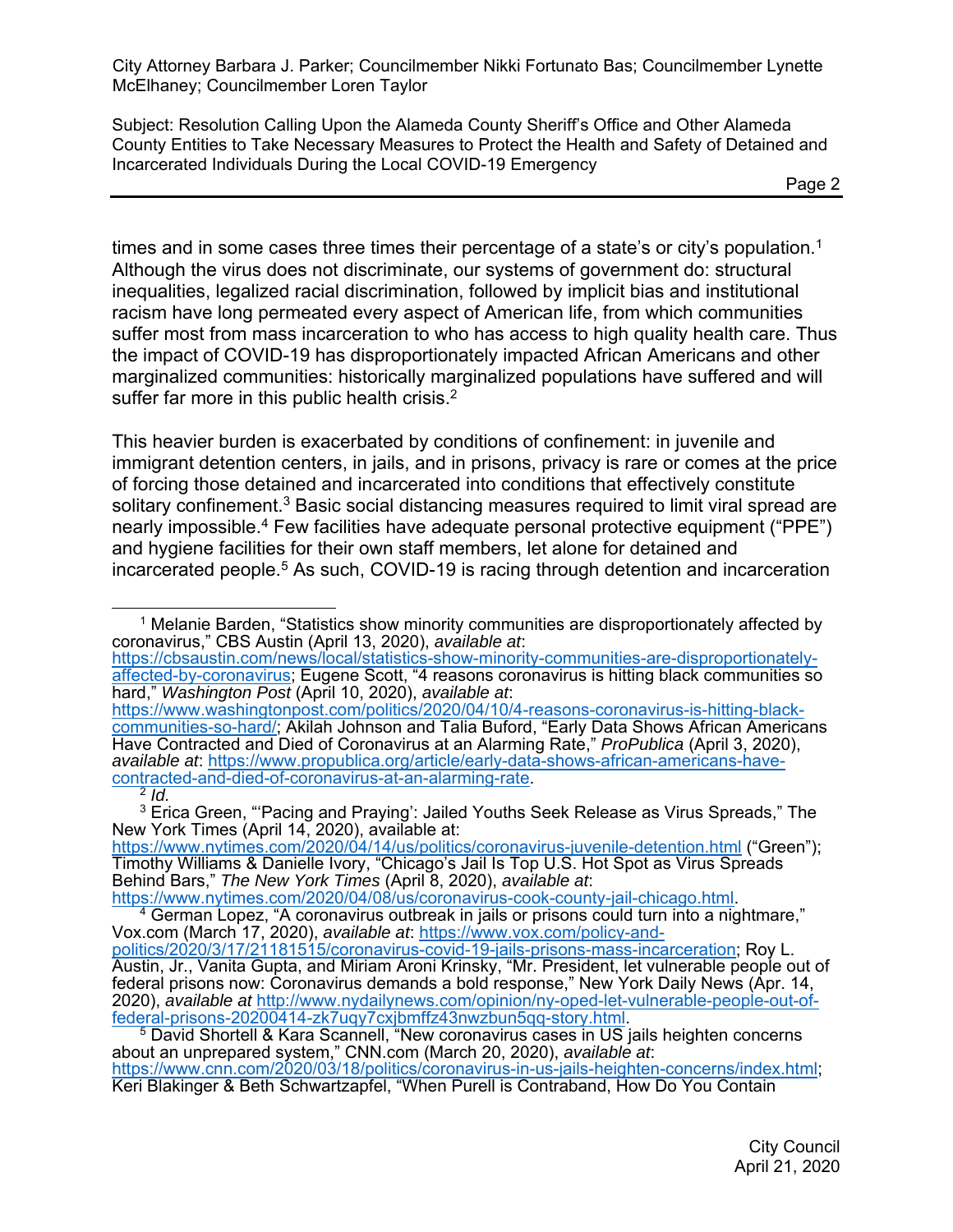times and in some cases three times their percentage of a state's or city's population.[1] Although the virus does not discriminate, our systems of government do: structural inequalities, legalized racial discrimination, followed by implicit bias and institutional racism have long permeated every aspect of American life, from which communities suffer most from mass incarceration to who has access to high quality health care. Thus the impact of COVID-19 has disproportionately impacted African Americans and other marginalized communities: historically marginalized populations have suffered and will suffer far more in this public health crisis.[2]

This heavier burden is exacerbated by conditions of confinement: in juvenile and immigrant detention centers, in jails, and in prisons, privacy is rare or comes at the price of forcing those detained and incarcerated into conditions that effectively constitute solitary confinement.[3] Basic social distancing measures required to limit viral spread are nearly impossible.[4] Few facilities have adequate personal protective equipment ("PPE") and hygiene facilities for their own staff members, let alone for detained and incarcerated people.[5] As such, COVID-19 is racing through detention and incarceration

---

[1] Melanie Barden, "Statistics show minority communities are disproportionately affected by coronavirus," CBS Austin (April 13, 2020), *available at*: https://cbsaustin.com/news/local/statistics-show-minority-communities-are-disproportionately-affected-by-coronavirus; Eugene Scott, "4 reasons coronavirus is hitting black communities so hard," *Washington Post* (April 10, 2020), *available at*: https://www.washingtonpost.com/politics/2020/04/10/4-reasons-coronavirus-is-hitting-black-communities-so-hard/; Akilah Johnson and Talia Buford, "Early Data Shows African Americans Have Contracted and Died of Coronavirus at an Alarming Rate," *ProPublica* (April 3, 2020), *available at*: https://www.propublica.org/article/early-data-shows-african-americans-have-contracted-and-died-of-coronavirus-at-an-alarming-rate.

[2] *Id.*

[3] Erica Green, "'Pacing and Praying': Jailed Youths Seek Release as Virus Spreads," The New York Times (April 14, 2020), available at: https://www.nytimes.com/2020/04/14/us/politics/coronavirus-juvenile-detention.html ("Green"); Timothy Williams & Danielle Ivory, "Chicago's Jail Is Top U.S. Hot Spot as Virus Spreads Behind Bars," *The New York Times* (April 8, 2020), *available at*: https://www.nytimes.com/2020/04/08/us/coronavirus-cook-county-jail-chicago.html.

[4] German Lopez, "A coronavirus outbreak in jails or prisons could turn into a nightmare," Vox.com (March 17, 2020), *available at*: https://www.vox.com/policy-and-politics/2020/3/17/21181515/coronavirus-covid-19-jails-prisons-mass-incarceration; Roy L. Austin, Jr., Vanita Gupta, and Miriam Aroni Krinsky, "Mr. President, let vulnerable people out of federal prisons now: Coronavirus demands a bold response," New York Daily News (Apr. 14, 2020), *available at* http://www.nydailynews.com/opinion/ny-oped-let-vulnerable-people-out-of-federal-prisons-20200414-zk7uqy7cxjbmffz43nwzbun5qq-story.html.

[5] David Shortell & Kara Scannell, "New coronavirus cases in US jails heighten concerns about an unprepared system," CNN.com (March 20, 2020), *available at*: https://www.cnn.com/2020/03/18/politics/coronavirus-in-us-jails-heighten-concerns/index.html; Keri Blakinger & Beth Schwartzapfel, "When Purell is Contraband, How Do You Contain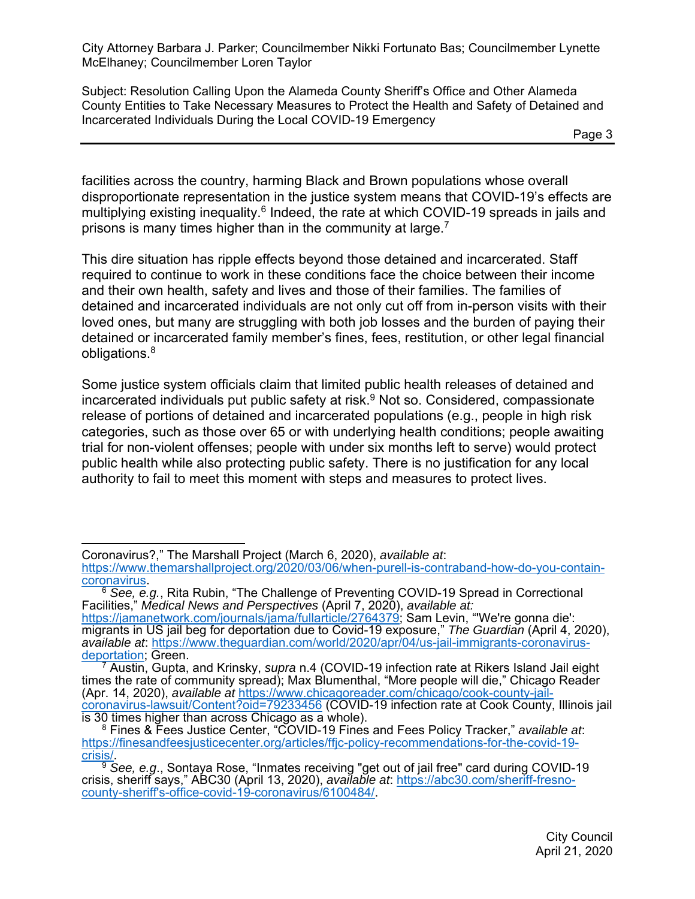facilities across the country, harming Black and Brown populations whose overall disproportionate representation in the justice system means that COVID-19's effects are multiplying existing inequality.[6] Indeed, the rate at which COVID-19 spreads in jails and prisons is many times higher than in the community at large.[7]

This dire situation has ripple effects beyond those detained and incarcerated. Staff required to continue to work in these conditions face the choice between their income and their own health, safety and lives and those of their families. The families of detained and incarcerated individuals are not only cut off from in-person visits with their loved ones, but many are struggling with both job losses and the burden of paying their detained or incarcerated family member's fines, fees, restitution, or other legal financial obligations.[8]

Some justice system officials claim that limited public health releases of detained and incarcerated individuals put public safety at risk.[9] Not so. Considered, compassionate release of portions of detained and incarcerated populations (e.g., people in high risk categories, such as those over 65 or with underlying health conditions; people awaiting trial for non-violent offenses; people with under six months left to serve) would protect public health while also protecting public safety. There is no justification for any local authority to fail to meet this moment with steps and measures to protect lives.

---

Coronavirus?," The Marshall Project (March 6, 2020), *available at*: https://www.themarshallproject.org/2020/03/06/when-purell-is-contraband-how-do-you-contain-coronavirus.

[6] *See, e.g.*, Rita Rubin, "The Challenge of Preventing COVID-19 Spread in Correctional Facilities," *Medical News and Perspectives* (April 7, 2020), *available at:* https://jamanetwork.com/journals/jama/fullarticle/2764379; Sam Levin, "'We're gonna die': migrants in US jail beg for deportation due to Covid-19 exposure," *The Guardian* (April 4, 2020), *available at*: https://www.theguardian.com/world/2020/apr/04/us-jail-immigrants-coronavirus-deportation; Green.

[7] Austin, Gupta, and Krinsky, *supra* n.4 (COVID-19 infection rate at Rikers Island Jail eight times the rate of community spread); Max Blumenthal, "More people will die," Chicago Reader (Apr. 14, 2020), *available at* https://www.chicagoreader.com/chicago/cook-county-jail-coronavirus-lawsuit/Content?oid=79233456 (COVID-19 infection rate at Cook County, Illinois jail is 30 times higher than across Chicago as a whole).

[8] Fines & Fees Justice Center, "COVID-19 Fines and Fees Policy Tracker," *available at*: https://finesandfeesjusticecenter.org/articles/ffjc-policy-recommendations-for-the-covid-19-crisis/.

[9] *See, e.g.*, Sontaya Rose, "Inmates receiving "get out of jail free" card during COVID-19 crisis, sheriff says," ABC30 (April 13, 2020), *available at*: https://abc30.com/sheriff-fresno-county-sheriff's-office-covid-19-coronavirus/6100484/.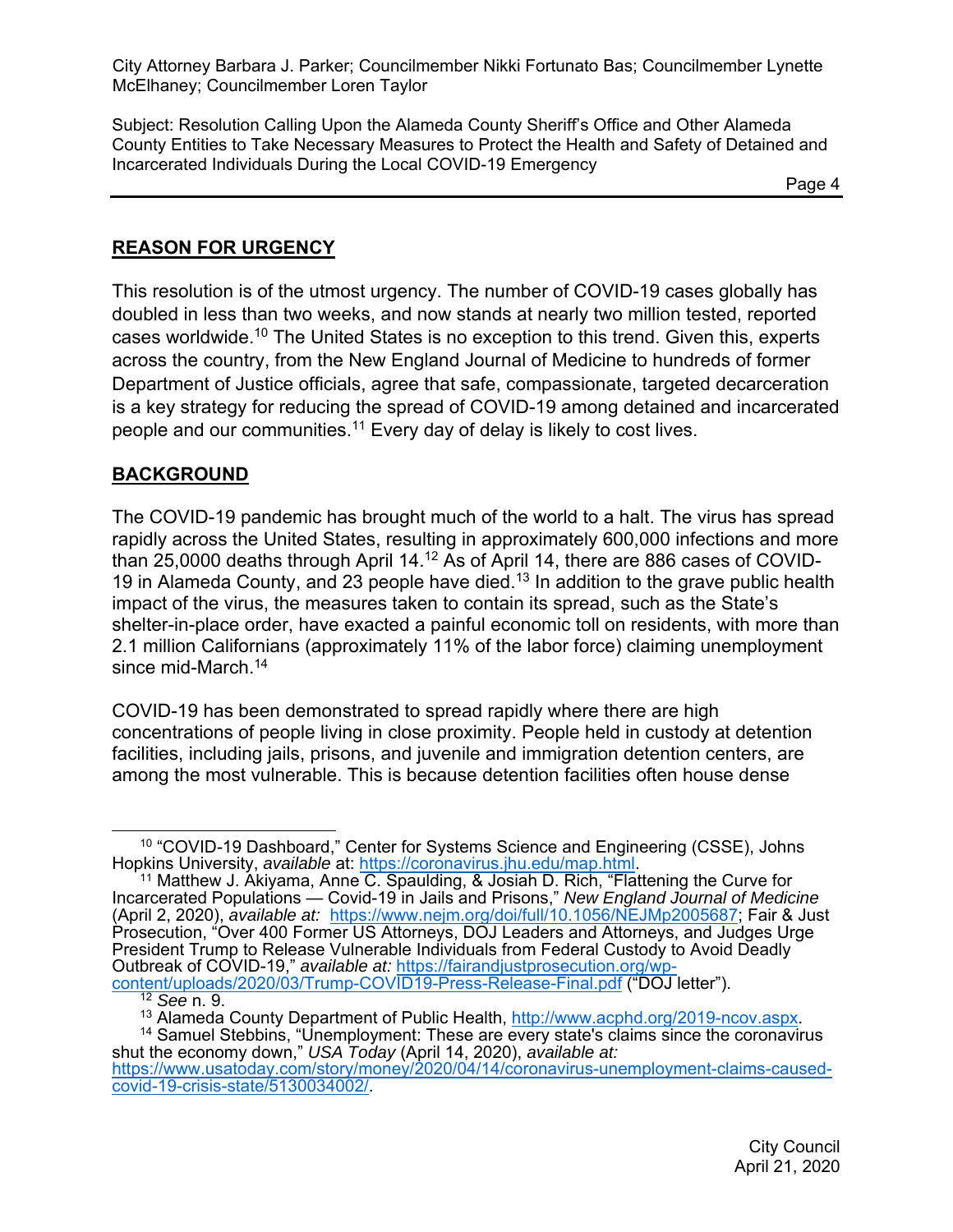## REASON FOR URGENCY

This resolution is of the utmost urgency. The number of COVID-19 cases globally has doubled in less than two weeks, and now stands at nearly two million tested, reported cases worldwide.[10] The United States is no exception to this trend. Given this, experts across the country, from the New England Journal of Medicine to hundreds of former Department of Justice officials, agree that safe, compassionate, targeted decarceration is a key strategy for reducing the spread of COVID-19 among detained and incarcerated people and our communities.[11] Every day of delay is likely to cost lives.

## BACKGROUND

The COVID-19 pandemic has brought much of the world to a halt. The virus has spread rapidly across the United States, resulting in approximately 600,000 infections and more than 25,0000 deaths through April 14.[12] As of April 14, there are 886 cases of COVID-19 in Alameda County, and 23 people have died.[13] In addition to the grave public health impact of the virus, the measures taken to contain its spread, such as the State's shelter-in-place order, have exacted a painful economic toll on residents, with more than 2.1 million Californians (approximately 11% of the labor force) claiming unemployment since mid-March.[14]

COVID-19 has been demonstrated to spread rapidly where there are high concentrations of people living in close proximity. People held in custody at detention facilities, including jails, prisons, and juvenile and immigration detention centers, are among the most vulnerable. This is because detention facilities often house dense

---

[10] "COVID-19 Dashboard," Center for Systems Science and Engineering (CSSE), Johns Hopkins University, *available* at: https://coronavirus.jhu.edu/map.html.

[11] Matthew J. Akiyama, Anne C. Spaulding, & Josiah D. Rich, "Flattening the Curve for Incarcerated Populations — Covid-19 in Jails and Prisons," *New England Journal of Medicine* (April 2, 2020), *available at:* https://www.nejm.org/doi/full/10.1056/NEJMp2005687; Fair & Just Prosecution, "Over 400 Former US Attorneys, DOJ Leaders and Attorneys, and Judges Urge President Trump to Release Vulnerable Individuals from Federal Custody to Avoid Deadly Outbreak of COVID-19," *available at:* https://fairandjustprosecution.org/wp-content/uploads/2020/03/Trump-COVID19-Press-Release-Final.pdf ("DOJ letter").

[12] *See* n. 9.

[13] Alameda County Department of Public Health, http://www.acphd.org/2019-ncov.aspx.

[14] Samuel Stebbins, "Unemployment: These are every state's claims since the coronavirus shut the economy down," *USA Today* (April 14, 2020), *available at:* https://www.usatoday.com/story/money/2020/04/14/coronavirus-unemployment-claims-caused-covid-19-crisis-state/5130034002/.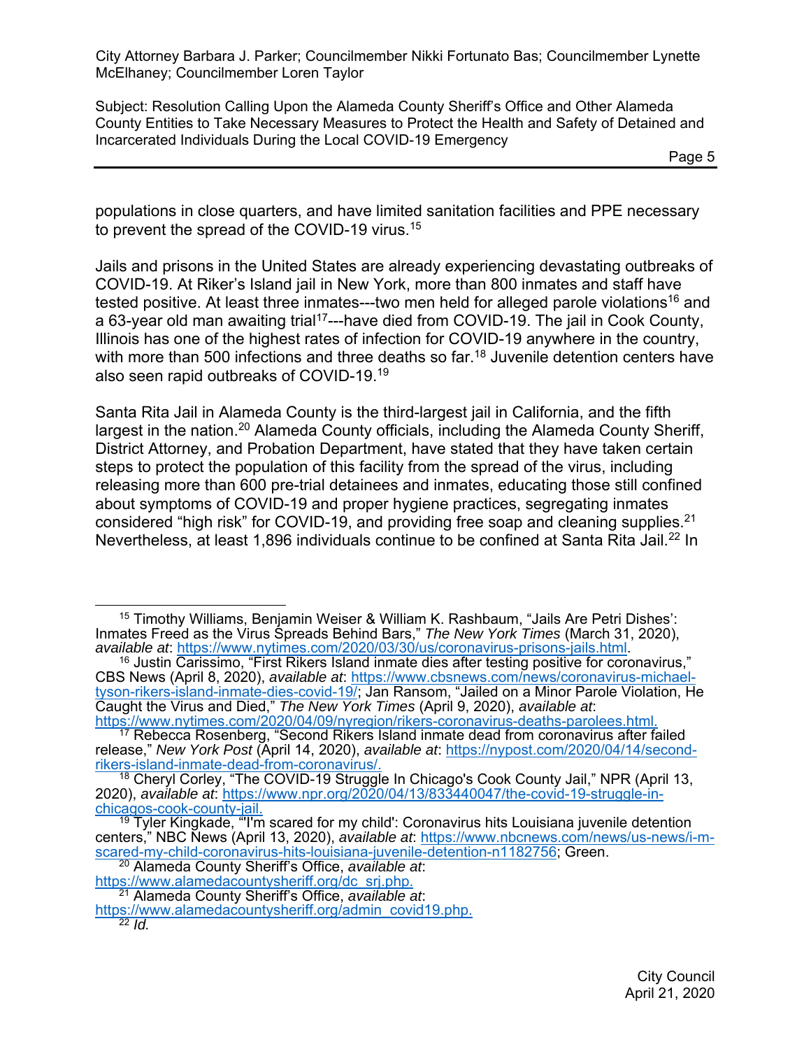populations in close quarters, and have limited sanitation facilities and PPE necessary to prevent the spread of the COVID-19 virus.[15]

Jails and prisons in the United States are already experiencing devastating outbreaks of COVID-19. At Riker's Island jail in New York, more than 800 inmates and staff have tested positive. At least three inmates---two men held for alleged parole violations[16] and a 63-year old man awaiting trial[17]---have died from COVID-19. The jail in Cook County, Illinois has one of the highest rates of infection for COVID-19 anywhere in the country, with more than 500 infections and three deaths so far.[18] Juvenile detention centers have also seen rapid outbreaks of COVID-19.[19]

Santa Rita Jail in Alameda County is the third-largest jail in California, and the fifth largest in the nation.[20] Alameda County officials, including the Alameda County Sheriff, District Attorney, and Probation Department, have stated that they have taken certain steps to protect the population of this facility from the spread of the virus, including releasing more than 600 pre-trial detainees and inmates, educating those still confined about symptoms of COVID-19 and proper hygiene practices, segregating inmates considered "high risk" for COVID-19, and providing free soap and cleaning supplies.[21] Nevertheless, at least 1,896 individuals continue to be confined at Santa Rita Jail.[22] In

---

[15] Timothy Williams, Benjamin Weiser & William K. Rashbaum, "'Jails Are Petri Dishes': Inmates Freed as the Virus Spreads Behind Bars," *The New York Times* (March 31, 2020), *available at*: https://www.nytimes.com/2020/03/30/us/coronavirus-prisons-jails.html.

[16] Justin Carissimo, "First Rikers Island inmate dies after testing positive for coronavirus," CBS News (April 8, 2020), *available at*: https://www.cbsnews.com/news/coronavirus-michael-tyson-rikers-island-inmate-dies-covid-19/; Jan Ransom, "Jailed on a Minor Parole Violation, He Caught the Virus and Died," *The New York Times* (April 9, 2020), *available at*: https://www.nytimes.com/2020/04/09/nyregion/rikers-coronavirus-deaths-parolees.html.

[17] Rebecca Rosenberg, "Second Rikers Island inmate dead from coronavirus after failed release," *New York Post* (April 14, 2020), *available at*: https://nypost.com/2020/04/14/second-rikers-island-inmate-dead-from-coronavirus/.

[18] Cheryl Corley, "The COVID-19 Struggle In Chicago's Cook County Jail," NPR (April 13, 2020), *available at*: https://www.npr.org/2020/04/13/833440047/the-covid-19-struggle-in-chicagos-cook-county-jail.

[19] Tyler Kingkade, "'I'm scared for my child': Coronavirus hits Louisiana juvenile detention centers," NBC News (April 13, 2020), *available at*: https://www.nbcnews.com/news/us-news/i-m-scared-my-child-coronavirus-hits-louisiana-juvenile-detention-n1182756; Green.

[20] Alameda County Sheriff's Office, *available at*: https://www.alamedacountysheriff.org/dc_srj.php.

[21] Alameda County Sheriff's Office, *available at*: https://www.alamedacountysheriff.org/admin_covid19.php.

[22] *Id.*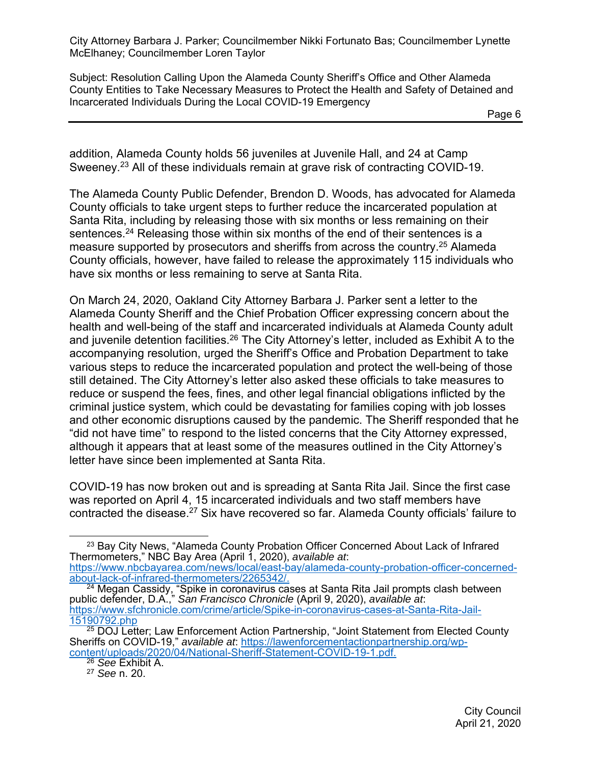addition, Alameda County holds 56 juveniles at Juvenile Hall, and 24 at Camp Sweeney.[23] All of these individuals remain at grave risk of contracting COVID-19.

The Alameda County Public Defender, Brendon D. Woods, has advocated for Alameda County officials to take urgent steps to further reduce the incarcerated population at Santa Rita, including by releasing those with six months or less remaining on their sentences.[24] Releasing those within six months of the end of their sentences is a measure supported by prosecutors and sheriffs from across the country.[25] Alameda County officials, however, have failed to release the approximately 115 individuals who have six months or less remaining to serve at Santa Rita.

On March 24, 2020, Oakland City Attorney Barbara J. Parker sent a letter to the Alameda County Sheriff and the Chief Probation Officer expressing concern about the health and well-being of the staff and incarcerated individuals at Alameda County adult and juvenile detention facilities.[26] The City Attorney's letter, included as Exhibit A to the accompanying resolution, urged the Sheriff's Office and Probation Department to take various steps to reduce the incarcerated population and protect the well-being of those still detained. The City Attorney's letter also asked these officials to take measures to reduce or suspend the fees, fines, and other legal financial obligations inflicted by the criminal justice system, which could be devastating for families coping with job losses and other economic disruptions caused by the pandemic. The Sheriff responded that he "did not have time" to respond to the listed concerns that the City Attorney expressed, although it appears that at least some of the measures outlined in the City Attorney's letter have since been implemented at Santa Rita.

COVID-19 has now broken out and is spreading at Santa Rita Jail. Since the first case was reported on April 4, 15 incarcerated individuals and two staff members have contracted the disease.[27] Six have recovered so far. Alameda County officials' failure to

---

[23] Bay City News, "Alameda County Probation Officer Concerned About Lack of Infrared Thermometers," NBC Bay Area (April 1, 2020), *available at*: https://www.nbcbayarea.com/news/local/east-bay/alameda-county-probation-officer-concerned-about-lack-of-infrared-thermometers/2265342/.

[24] Megan Cassidy, "Spike in coronavirus cases at Santa Rita Jail prompts clash between public defender, D.A.," *San Francisco Chronicle* (April 9, 2020), *available at*: https://www.sfchronicle.com/crime/article/Spike-in-coronavirus-cases-at-Santa-Rita-Jail-15190792.php

[25] DOJ Letter; Law Enforcement Action Partnership, "Joint Statement from Elected County Sheriffs on COVID-19," *available at*: https://lawenforcementactionpartnership.org/wp-content/uploads/2020/04/National-Sheriff-Statement-COVID-19-1.pdf.

[26] *See* Exhibit A.

[27] *See* n. 20.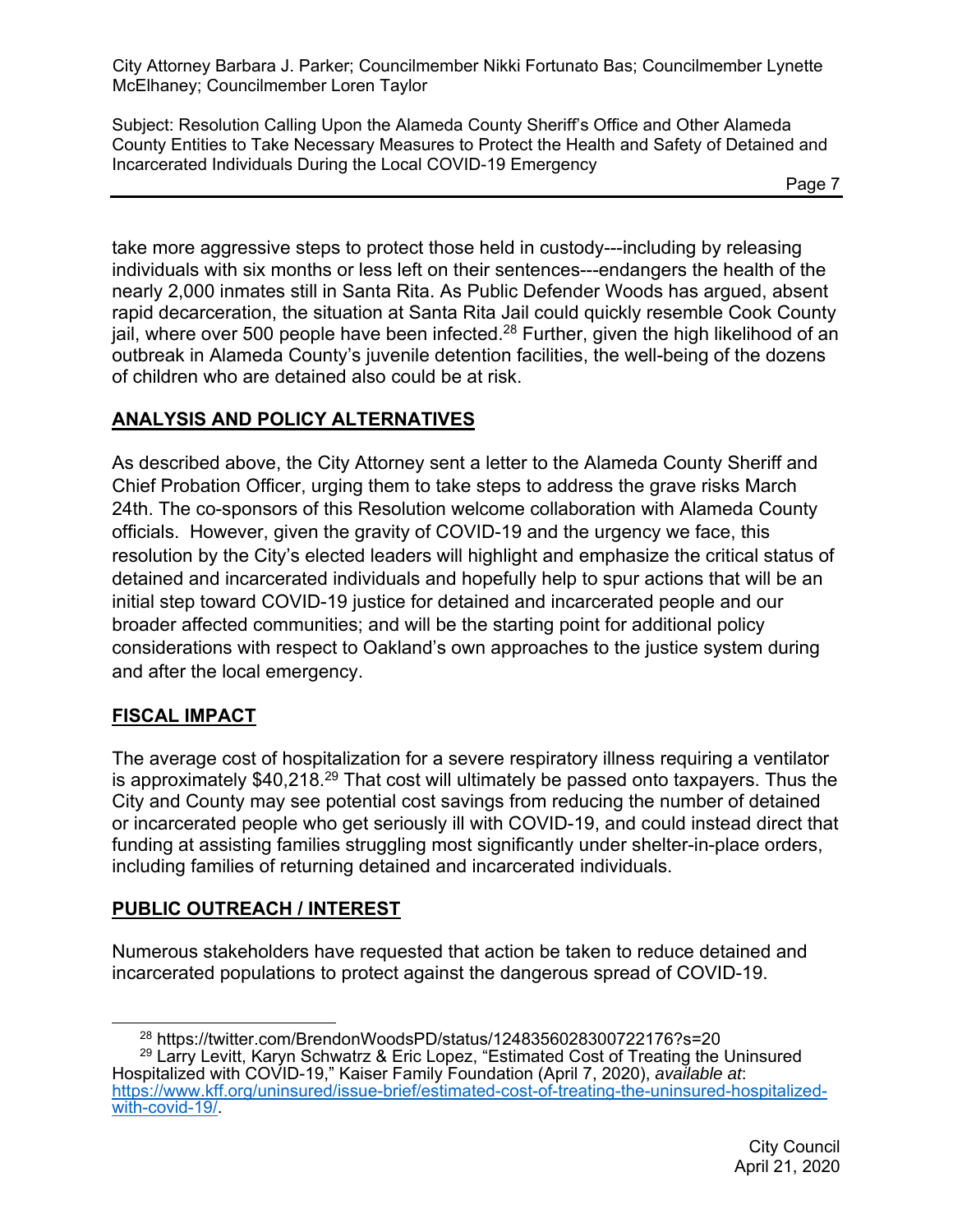take more aggressive steps to protect those held in custody---including by releasing individuals with six months or less left on their sentences---endangers the health of the nearly 2,000 inmates still in Santa Rita. As Public Defender Woods has argued, absent rapid decarceration, the situation at Santa Rita Jail could quickly resemble Cook County jail, where over 500 people have been infected.[28] Further, given the high likelihood of an outbreak in Alameda County's juvenile detention facilities, the well-being of the dozens of children who are detained also could be at risk.

## ANALYSIS AND POLICY ALTERNATIVES

As described above, the City Attorney sent a letter to the Alameda County Sheriff and Chief Probation Officer, urging them to take steps to address the grave risks March 24th. The co-sponsors of this Resolution welcome collaboration with Alameda County officials. However, given the gravity of COVID-19 and the urgency we face, this resolution by the City's elected leaders will highlight and emphasize the critical status of detained and incarcerated individuals and hopefully help to spur actions that will be an initial step toward COVID-19 justice for detained and incarcerated people and our broader affected communities; and will be the starting point for additional policy considerations with respect to Oakland's own approaches to the justice system during and after the local emergency.

## FISCAL IMPACT

The average cost of hospitalization for a severe respiratory illness requiring a ventilator is approximately $40,218.[29] That cost will ultimately be passed onto taxpayers. Thus the City and County may see potential cost savings from reducing the number of detained or incarcerated people who get seriously ill with COVID-19, and could instead direct that funding at assisting families struggling most significantly under shelter-in-place orders, including families of returning detained and incarcerated individuals.

## PUBLIC OUTREACH / INTEREST

Numerous stakeholders have requested that action be taken to reduce detained and incarcerated populations to protect against the dangerous spread of COVID-19.

---

[28] https://twitter.com/BrendonWoodsPD/status/1248356028300722176?s=20

[29] Larry Levitt, Karyn Schwatrz & Eric Lopez, "Estimated Cost of Treating the Uninsured Hospitalized with COVID-19," Kaiser Family Foundation (April 7, 2020), *available at*: https://www.kff.org/uninsured/issue-brief/estimated-cost-of-treating-the-uninsured-hospitalized-with-covid-19/.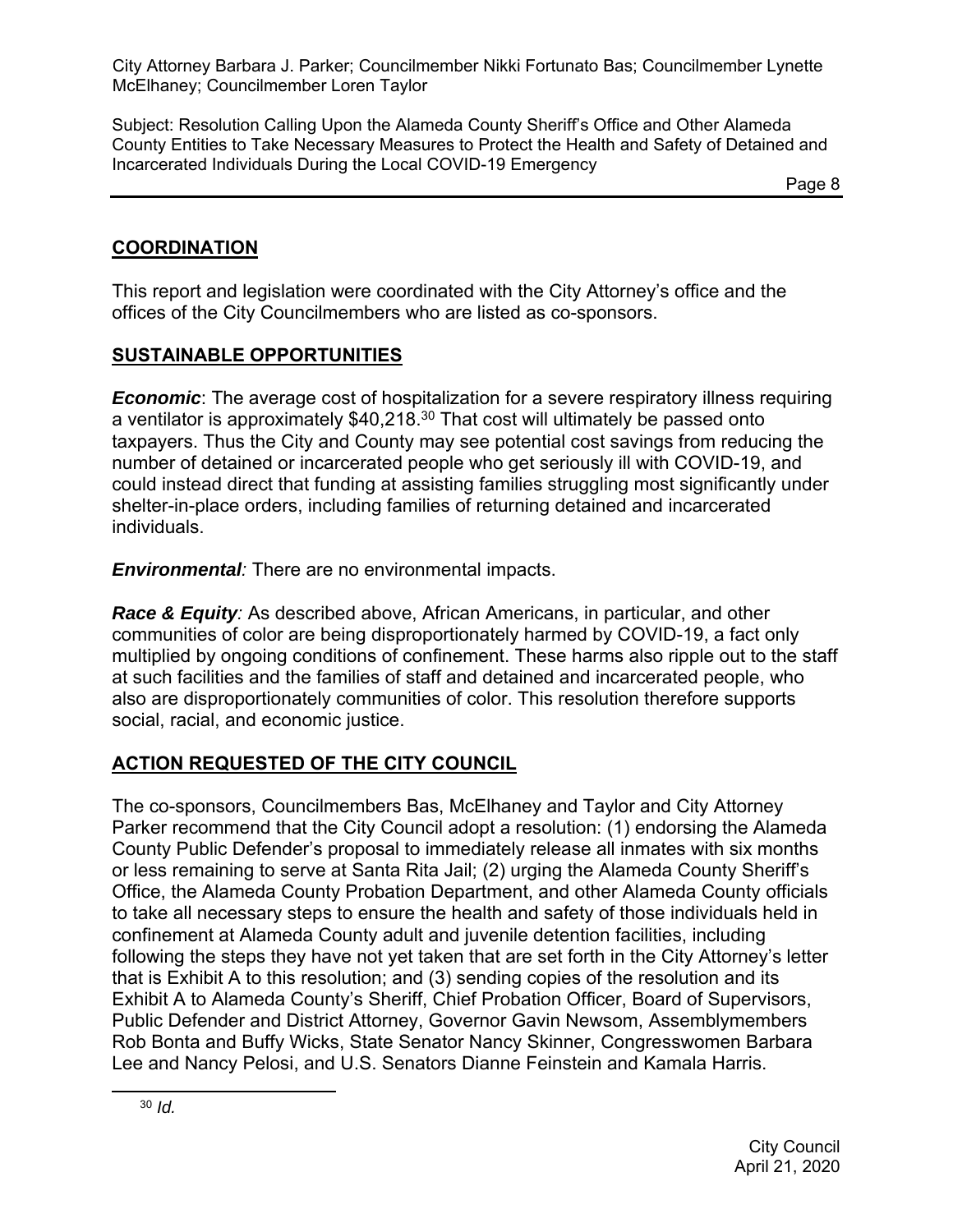## COORDINATION

This report and legislation were coordinated with the City Attorney's office and the offices of the City Councilmembers who are listed as co-sponsors.

## SUSTAINABLE OPPORTUNITIES

***Economic***: The average cost of hospitalization for a severe respiratory illness requiring a ventilator is approximately \$40,218.[30] That cost will ultimately be passed onto taxpayers. Thus the City and County may see potential cost savings from reducing the number of detained or incarcerated people who get seriously ill with COVID-19, and could instead direct that funding at assisting families struggling most significantly under shelter-in-place orders, including families of returning detained and incarcerated individuals.

***Environmental****:* There are no environmental impacts.

***Race & Equity****:* As described above, African Americans, in particular, and other communities of color are being disproportionately harmed by COVID-19, a fact only multiplied by ongoing conditions of confinement. These harms also ripple out to the staff at such facilities and the families of staff and detained and incarcerated people, who also are disproportionately communities of color. This resolution therefore supports social, racial, and economic justice.

## ACTION REQUESTED OF THE CITY COUNCIL

The co-sponsors, Councilmembers Bas, McElhaney and Taylor and City Attorney Parker recommend that the City Council adopt a resolution: (1) endorsing the Alameda County Public Defender's proposal to immediately release all inmates with six months or less remaining to serve at Santa Rita Jail; (2) urging the Alameda County Sheriff's Office, the Alameda County Probation Department, and other Alameda County officials to take all necessary steps to ensure the health and safety of those individuals held in confinement at Alameda County adult and juvenile detention facilities, including following the steps they have not yet taken that are set forth in the City Attorney's letter that is Exhibit A to this resolution; and (3) sending copies of the resolution and its Exhibit A to Alameda County's Sheriff, Chief Probation Officer, Board of Supervisors, Public Defender and District Attorney, Governor Gavin Newsom, Assemblymembers Rob Bonta and Buffy Wicks, State Senator Nancy Skinner, Congresswomen Barbara Lee and Nancy Pelosi, and U.S. Senators Dianne Feinstein and Kamala Harris.

---

[30] *Id.*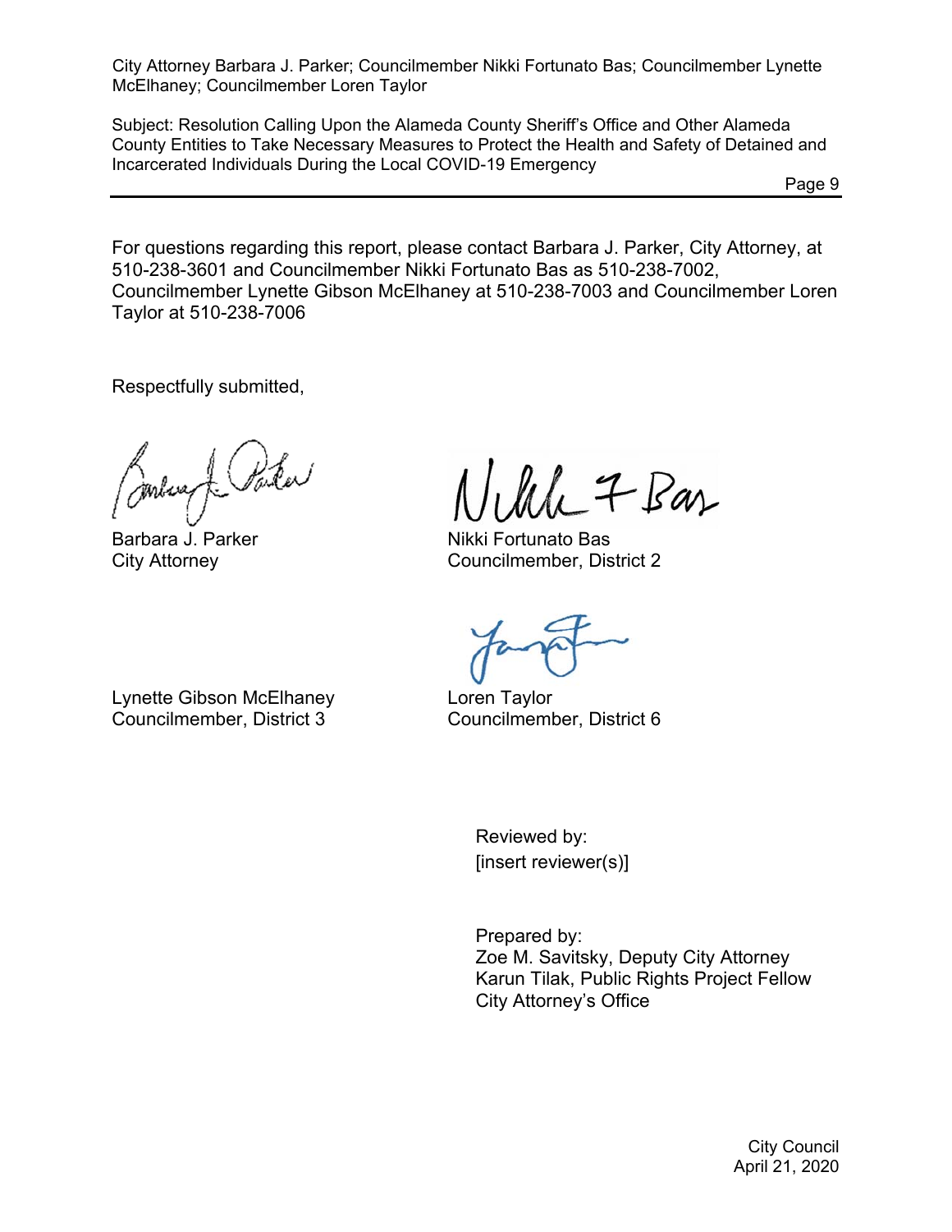For questions regarding this report, please contact Barbara J. Parker, City Attorney, at 510-238-3601 and Councilmember Nikki Fortunato Bas as 510-238-7002, Councilmember Lynette Gibson McElhaney at 510-238-7003 and Councilmember Loren Taylor at 510-238-7006

Respectfully submitted,

Barbara J. Parker
City Attorney

Nikki Fortunato Bas
Councilmember, District 2

Lynette Gibson McElhaney
Councilmember, District 3

Loren Taylor
Councilmember, District 6

Reviewed by:
[insert reviewer(s)]

Prepared by:
Zoe M. Savitsky, Deputy City Attorney
Karun Tilak, Public Rights Project Fellow
City Attorney's Office

City Council
April 21, 2020